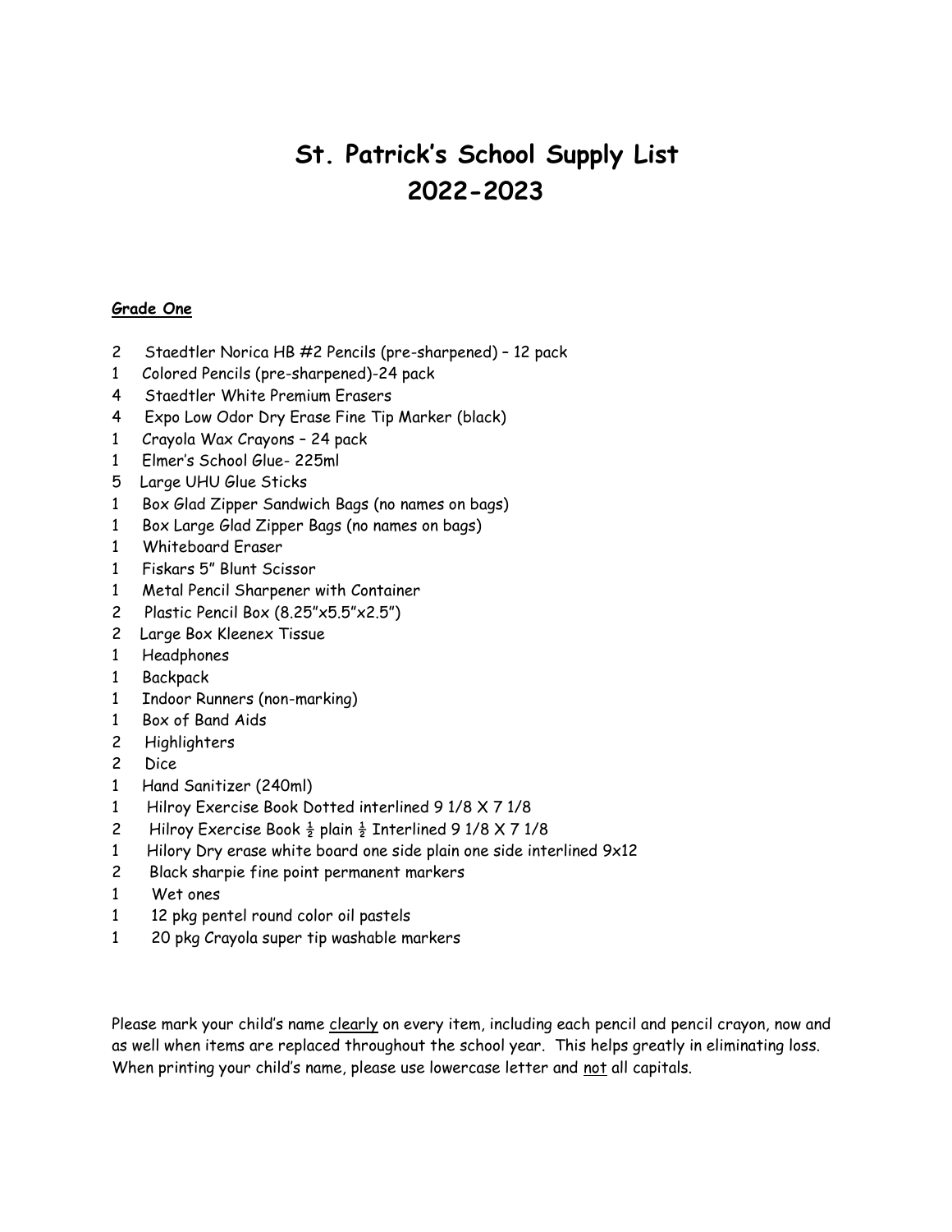# St. Patrick's School Supply List 2022-2023

**Grade One**

2 Staedtler Norica HB #2 Pencils (pre-sharpened) – 12 pack
1 Colored Pencils (pre-sharpened)-24 pack
4 Staedtler White Premium Erasers
4 Expo Low Odor Dry Erase Fine Tip Marker (black)
1 Crayola Wax Crayons – 24 pack
1 Elmer's School Glue- 225ml
5 Large UHU Glue Sticks
1 Box Glad Zipper Sandwich Bags (no names on bags)
1 Box Large Glad Zipper Bags (no names on bags)
1 Whiteboard Eraser
1 Fiskars 5" Blunt Scissor
1 Metal Pencil Sharpener with Container
2 Plastic Pencil Box (8.25"x5.5"x2.5")
2 Large Box Kleenex Tissue
1 Headphones
1 Backpack
1 Indoor Runners (non-marking)
1 Box of Band Aids
2 Highlighters
2 Dice
1 Hand Sanitizer (240ml)
1 Hilroy Exercise Book Dotted interlined 9 1/8 X 7 1/8
2 Hilroy Exercise Book ½ plain ½ Interlined 9 1/8 X 7 1/8
1 Hilory Dry erase white board one side plain one side interlined 9x12
2 Black sharpie fine point permanent markers
1 Wet ones
1 12 pkg pentel round color oil pastels
1 20 pkg Crayola super tip washable markers

Please mark your child's name clearly on every item, including each pencil and pencil crayon, now and as well when items are replaced throughout the school year. This helps greatly in eliminating loss. When printing your child's name, please use lowercase letter and not all capitals.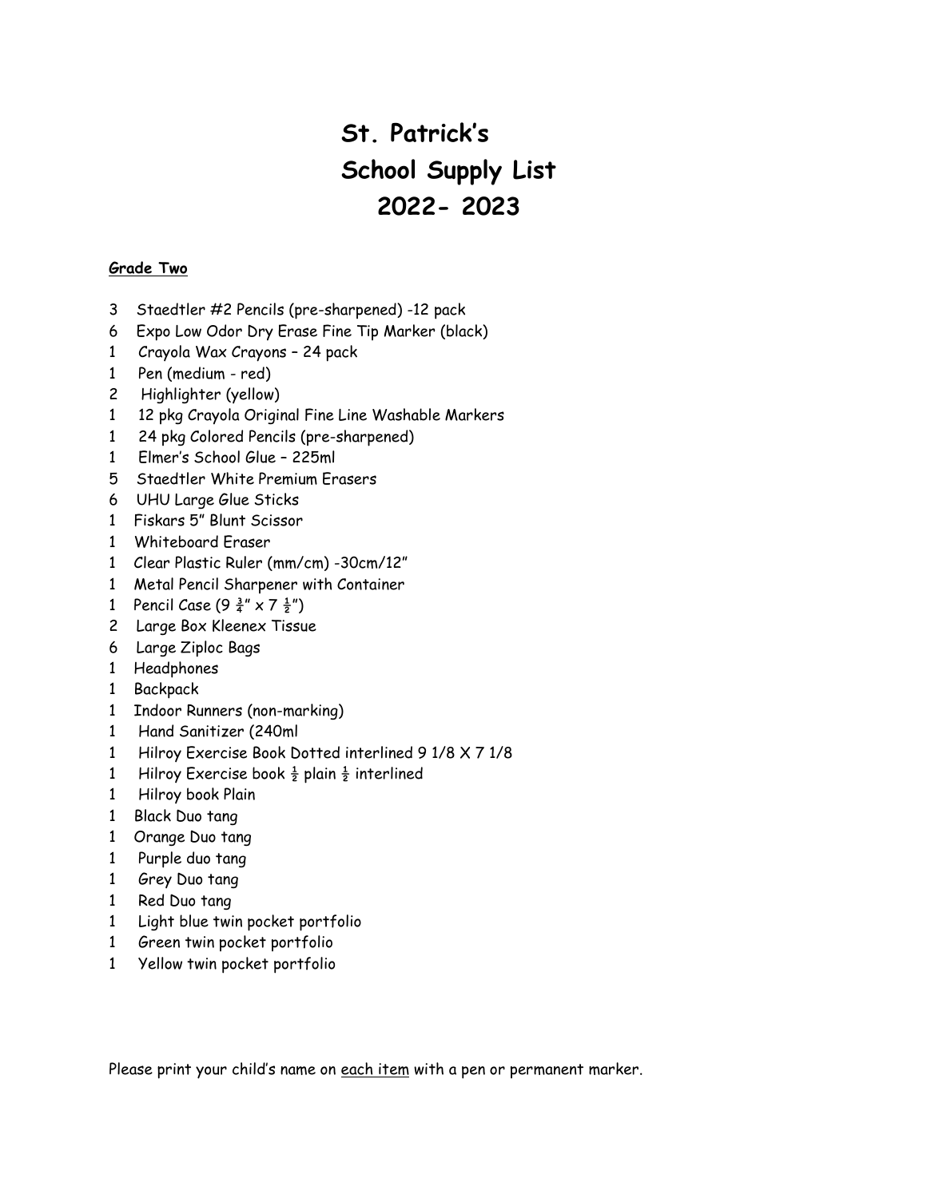# St. Patrick's School Supply List 2022- 2023

**<u>Grade Two</u>**

3 Staedtler #2 Pencils (pre-sharpened) -12 pack
6 Expo Low Odor Dry Erase Fine Tip Marker (black)
1 Crayola Wax Crayons – 24 pack
1 Pen (medium - red)
2 Highlighter (yellow)
1 12 pkg Crayola Original Fine Line Washable Markers
1 24 pkg Colored Pencils (pre-sharpened)
1 Elmer's School Glue – 225ml
5 Staedtler White Premium Erasers
6 UHU Large Glue Sticks
1 Fiskars 5" Blunt Scissor
1 Whiteboard Eraser
1 Clear Plastic Ruler (mm/cm) -30cm/12"
1 Metal Pencil Sharpener with Container
1 Pencil Case (9 ¾" x 7 ½")
2 Large Box Kleenex Tissue
6 Large Ziploc Bags
1 Headphones
1 Backpack
1 Indoor Runners (non-marking)
1 Hand Sanitizer (240ml
1 Hilroy Exercise Book Dotted interlined 9 1/8 X 7 1/8
1 Hilroy Exercise book ½ plain ½ interlined
1 Hilroy book Plain
1 Black Duo tang
1 Orange Duo tang
1 Purple duo tang
1 Grey Duo tang
1 Red Duo tang
1 Light blue twin pocket portfolio
1 Green twin pocket portfolio
1 Yellow twin pocket portfolio

Please print your child's name on <u>each item</u> with a pen or permanent marker.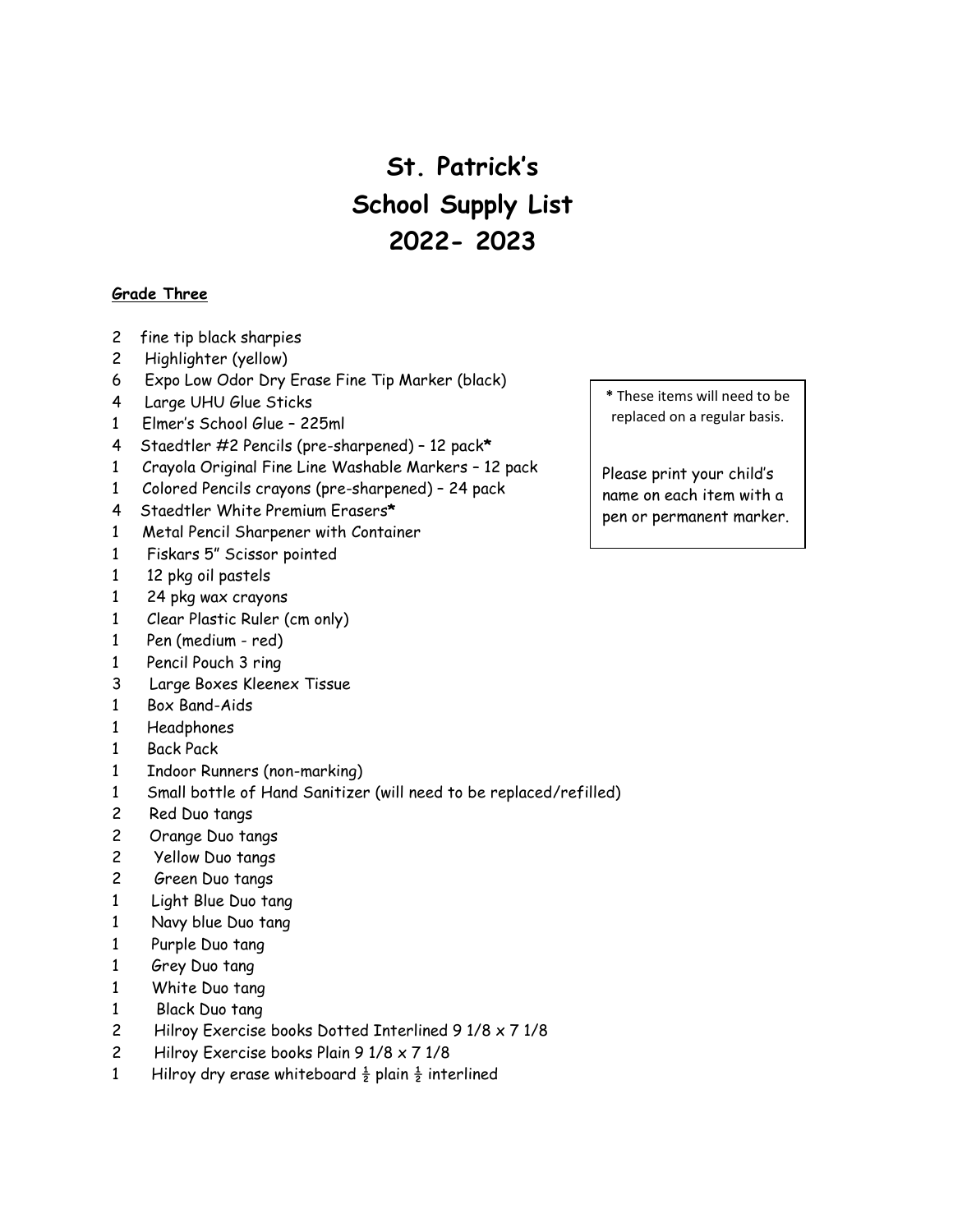# St. Patrick's
# School Supply List
# 2022- 2023

**Grade Three**

2 fine tip black sharpies
2 Highlighter (yellow)
6 Expo Low Odor Dry Erase Fine Tip Marker (black)
4 Large UHU Glue Sticks
1 Elmer's School Glue – 225ml
4 Staedtler #2 Pencils (pre-sharpened) – 12 pack*
1 Crayola Original Fine Line Washable Markers – 12 pack
1 Colored Pencils crayons (pre-sharpened) – 24 pack
4 Staedtler White Premium Erasers*
1 Metal Pencil Sharpener with Container
1 Fiskars 5" Scissor pointed
1 12 pkg oil pastels
1 24 pkg wax crayons
1 Clear Plastic Ruler (cm only)
1 Pen (medium - red)
1 Pencil Pouch 3 ring
3 Large Boxes Kleenex Tissue
1 Box Band-Aids
1 Headphones
1 Back Pack
1 Indoor Runners (non-marking)
1 Small bottle of Hand Sanitizer (will need to be replaced/refilled)
2 Red Duo tangs
2 Orange Duo tangs
2 Yellow Duo tangs
2 Green Duo tangs
1 Light Blue Duo tang
1 Navy blue Duo tang
1 Purple Duo tang
1 Grey Duo tang
1 White Duo tang
1 Black Duo tang
2 Hilroy Exercise books Dotted Interlined 9 1/8 x 7 1/8
2 Hilroy Exercise books Plain 9 1/8 x 7 1/8
1 Hilroy dry erase whiteboard ½ plain ½ interlined

* These items will need to be replaced on a regular basis.

Please print your child's name on each item with a pen or permanent marker.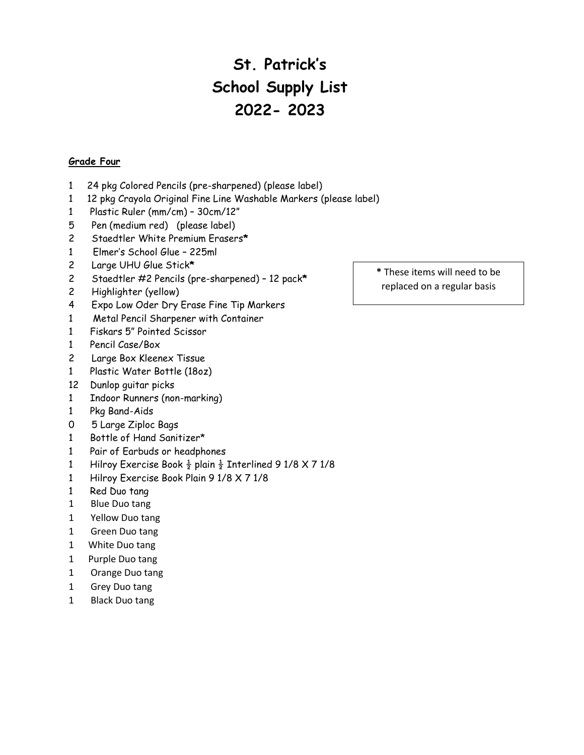# St. Patrick's
# School Supply List
# 2022- 2023

**Grade Four**

1 24 pkg Colored Pencils (pre-sharpened) (please label)
1 12 pkg Crayola Original Fine Line Washable Markers (please label)
1 Plastic Ruler (mm/cm) – 30cm/12"
5 Pen (medium red) (please label)
2 Staedtler White Premium Erasers*
1 Elmer's School Glue – 225ml
2 Large UHU Glue Stick*
2 Staedtler #2 Pencils (pre-sharpened) – 12 pack*
2 Highlighter (yellow)
4 Expo Low Oder Dry Erase Fine Tip Markers
1 Metal Pencil Sharpener with Container
1 Fiskars 5" Pointed Scissor
1 Pencil Case/Box
2 Large Box Kleenex Tissue
1 Plastic Water Bottle (18oz)
12 Dunlop guitar picks
1 Indoor Runners (non-marking)
1 Pkg Band-Aids
0 5 Large Ziploc Bags
1 Bottle of Hand Sanitizer*
1 Pair of Earbuds or headphones
1 Hilroy Exercise Book ½ plain ½ Interlined 9 1/8 X 7 1/8
1 Hilroy Exercise Book Plain 9 1/8 X 7 1/8
1 Red Duo tang
1 Blue Duo tang
1 Yellow Duo tang
1 Green Duo tang
1 White Duo tang
1 Purple Duo tang
1 Orange Duo tang
1 Grey Duo tang
1 Black Duo tang

* These items will need to be replaced on a regular basis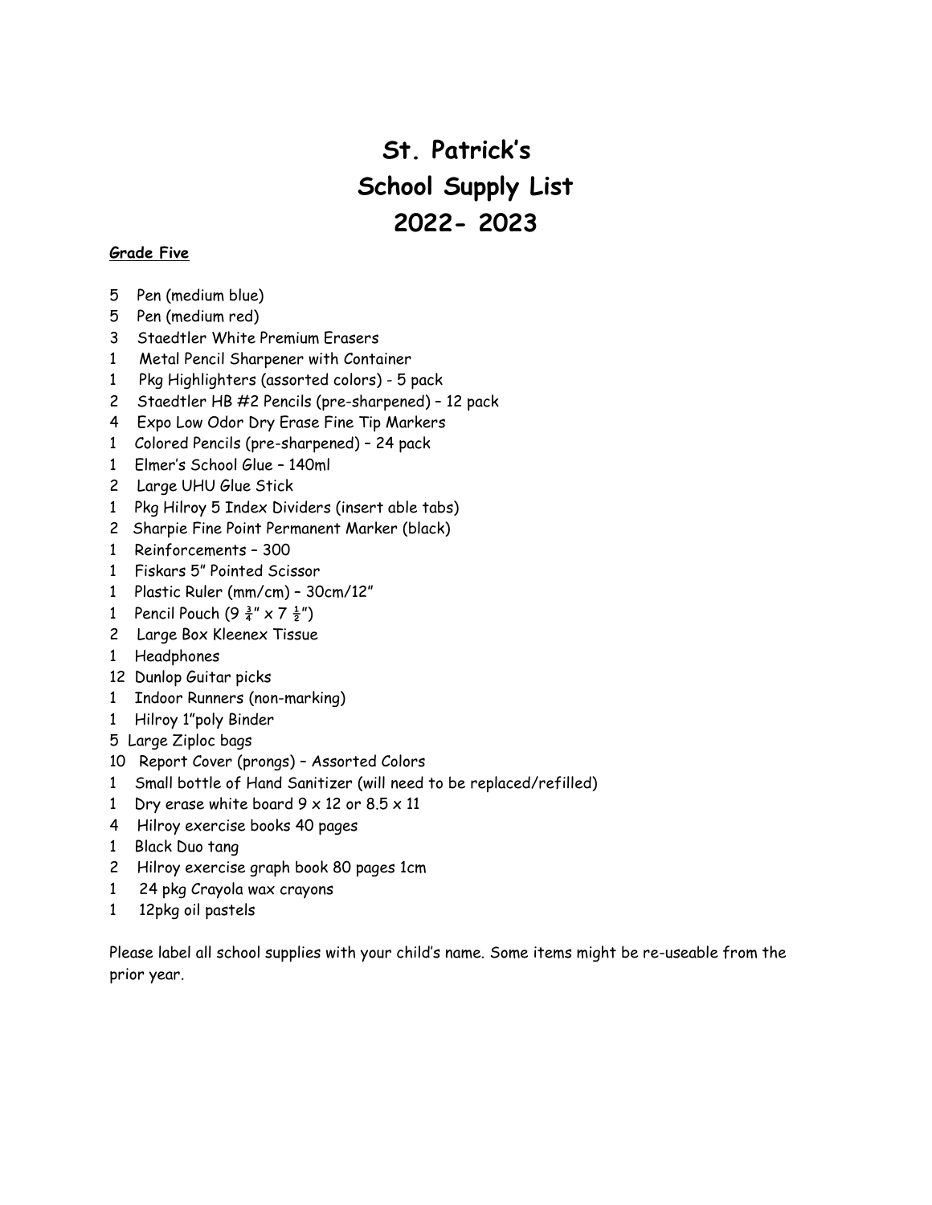# St. Patrick's
# School Supply List
# 2022- 2023

**Grade Five**

5 Pen (medium blue)
5 Pen (medium red)
3 Staedtler White Premium Erasers
1 Metal Pencil Sharpener with Container
1 Pkg Highlighters (assorted colors) - 5 pack
2 Staedtler HB #2 Pencils (pre-sharpened) – 12 pack
4 Expo Low Odor Dry Erase Fine Tip Markers
1 Colored Pencils (pre-sharpened) – 24 pack
1 Elmer's School Glue – 140ml
2 Large UHU Glue Stick
1 Pkg Hilroy 5 Index Dividers (insert able tabs)
2 Sharpie Fine Point Permanent Marker (black)
1 Reinforcements – 300
1 Fiskars 5" Pointed Scissor
1 Plastic Ruler (mm/cm) – 30cm/12"
1 Pencil Pouch (9 ¾" x 7 ½")
2 Large Box Kleenex Tissue
1 Headphones
12 Dunlop Guitar picks
1 Indoor Runners (non-marking)
1 Hilroy 1"poly Binder
5 Large Ziploc bags
10 Report Cover (prongs) – Assorted Colors
1 Small bottle of Hand Sanitizer (will need to be replaced/refilled)
1 Dry erase white board 9 x 12 or 8.5 x 11
4 Hilroy exercise books 40 pages
1 Black Duo tang
2 Hilroy exercise graph book 80 pages 1cm
1 24 pkg Crayola wax crayons
1 12pkg oil pastels

Please label all school supplies with your child's name. Some items might be re-useable from the prior year.